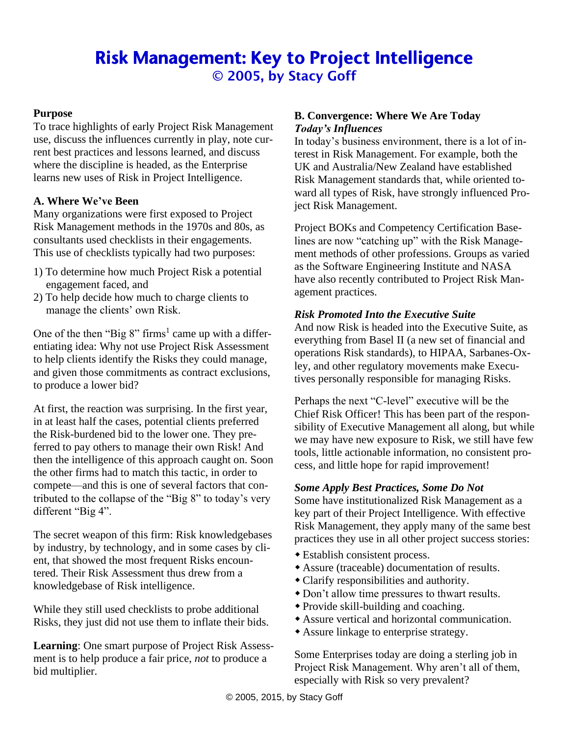# Risk Management: Key to Project Intelligence

## © 2005, by Stacy Goff

**Purpose**

To trace highlights of early Project Risk Management use, discuss the influences currently in play, note current best practices and lessons learned, and discuss where the discipline is headed, as the Enterprise learns new uses of Risk in Project Intelligence.

**A. Where We've Been**

Many organizations were first exposed to Project Risk Management methods in the 1970s and 80s, as consultants used checklists in their engagements. This use of checklists typically had two purposes:

1) To determine how much Project Risk a potential engagement faced, and
2) To help decide how much to charge clients to manage the clients' own Risk.

One of the then "Big 8" firms[1] came up with a differentiating idea: Why not use Project Risk Assessment to help clients identify the Risks they could manage, and given those commitments as contract exclusions, to produce a lower bid?

At first, the reaction was surprising. In the first year, in at least half the cases, potential clients preferred the Risk-burdened bid to the lower one. They preferred to pay others to manage their own Risk! And then the intelligence of this approach caught on. Soon the other firms had to match this tactic, in order to compete—and this is one of several factors that contributed to the collapse of the "Big 8" to today's very different "Big 4".

The secret weapon of this firm: Risk knowledgebases by industry, by technology, and in some cases by client, that showed the most frequent Risks encountered. Their Risk Assessment thus drew from a knowledgebase of Risk intelligence.

While they still used checklists to probe additional Risks, they just did not use them to inflate their bids.

**Learning**: One smart purpose of Project Risk Assessment is to help produce a fair price, *not* to produce a bid multiplier.

**B. Convergence: Where We Are Today**

***Today's Influences***

In today's business environment, there is a lot of interest in Risk Management. For example, both the UK and Australia/New Zealand have established Risk Management standards that, while oriented toward all types of Risk, have strongly influenced Project Risk Management.

Project BOKs and Competency Certification Baselines are now "catching up" with the Risk Management methods of other professions. Groups as varied as the Software Engineering Institute and NASA have also recently contributed to Project Risk Management practices.

***Risk Promoted Into the Executive Suite***

And now Risk is headed into the Executive Suite, as everything from Basel II (a new set of financial and operations Risk standards), to HIPAA, Sarbanes-Oxley, and other regulatory movements make Executives personally responsible for managing Risks.

Perhaps the next "C-level" executive will be the Chief Risk Officer! This has been part of the responsibility of Executive Management all along, but while we may have new exposure to Risk, we still have few tools, little actionable information, no consistent process, and little hope for rapid improvement!

***Some Apply Best Practices, Some Do Not***

Some have institutionalized Risk Management as a key part of their Project Intelligence. With effective Risk Management, they apply many of the same best practices they use in all other project success stories:

- Establish consistent process.
- Assure (traceable) documentation of results.
- Clarify responsibilities and authority.
- Don't allow time pressures to thwart results.
- Provide skill-building and coaching.
- Assure vertical and horizontal communication.
- Assure linkage to enterprise strategy.

Some Enterprises today are doing a sterling job in Project Risk Management. Why aren't all of them, especially with Risk so very prevalent?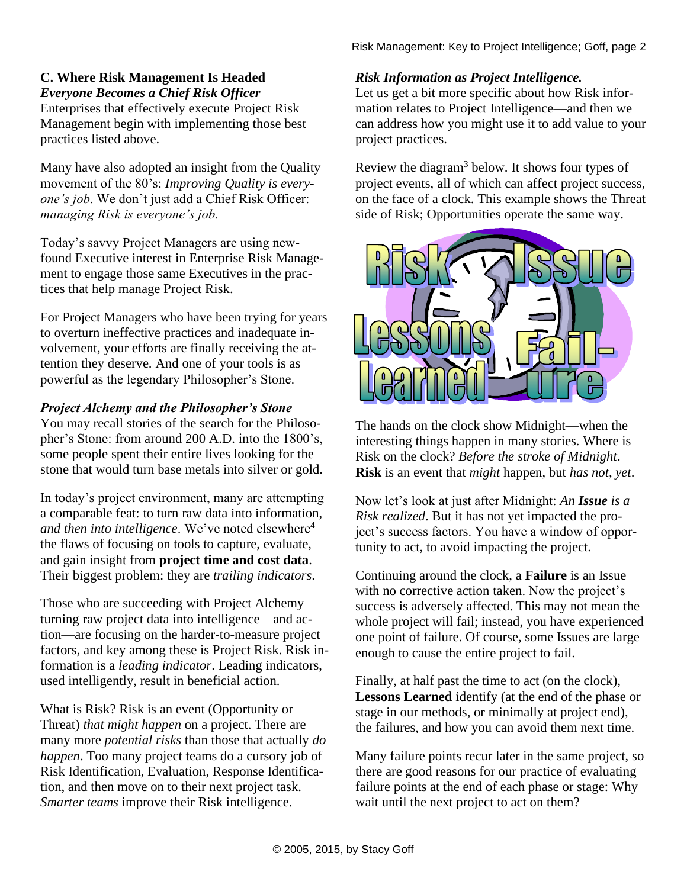## C. Where Risk Management Is Headed

### *Everyone Becomes a Chief Risk Officer*

Enterprises that effectively execute Project Risk Management begin with implementing those best practices listed above.

Many have also adopted an insight from the Quality movement of the 80's: *Improving Quality is everyone's job*. We don't just add a Chief Risk Officer: *managing Risk is everyone's job.*

Today's savvy Project Managers are using newfound Executive interest in Enterprise Risk Management to engage those same Executives in the practices that help manage Project Risk.

For Project Managers who have been trying for years to overturn ineffective practices and inadequate involvement, your efforts are finally receiving the attention they deserve. And one of your tools is as powerful as the legendary Philosopher's Stone.

### *Project Alchemy and the Philosopher's Stone*

You may recall stories of the search for the Philosopher's Stone: from around 200 A.D. into the 1800's, some people spent their entire lives looking for the stone that would turn base metals into silver or gold.

In today's project environment, many are attempting a comparable feat: to turn raw data into information, *and then into intelligence*. We've noted elsewhere[4] the flaws of focusing on tools to capture, evaluate, and gain insight from **project time and cost data**. Their biggest problem: they are *trailing indicators*.

Those who are succeeding with Project Alchemy—turning raw project data into intelligence—and action—are focusing on the harder-to-measure project factors, and key among these is Project Risk. Risk information is a *leading indicator*. Leading indicators, used intelligently, result in beneficial action.

What is Risk? Risk is an event (Opportunity or Threat) *that might happen* on a project. There are many more *potential risks* than those that actually *do happen*. Too many project teams do a cursory job of Risk Identification, Evaluation, Response Identification, and then move on to their next project task. *Smarter teams* improve their Risk intelligence.

### *Risk Information as Project Intelligence.*

Let us get a bit more specific about how Risk information relates to Project Intelligence—and then we can address how you might use it to add value to your project practices.

Review the diagram[3] below. It shows four types of project events, all of which can affect project success, on the face of a clock. This example shows the Threat side of Risk; Opportunities operate the same way.

The hands on the clock show Midnight—when the interesting things happen in many stories. Where is Risk on the clock? *Before the stroke of Midnight*. **Risk** is an event that *might* happen, but *has not, yet*.

Now let's look at just after Midnight: *An **Issue** is a Risk realized*. But it has not yet impacted the project's success factors. You have a window of opportunity to act, to avoid impacting the project.

Continuing around the clock, a **Failure** is an Issue with no corrective action taken. Now the project's success is adversely affected. This may not mean the whole project will fail; instead, you have experienced one point of failure. Of course, some Issues are large enough to cause the entire project to fail.

Finally, at half past the time to act (on the clock), **Lessons Learned** identify (at the end of the phase or stage in our methods, or minimally at project end), the failures, and how you can avoid them next time.

Many failure points recur later in the same project, so there are good reasons for our practice of evaluating failure points at the end of each phase or stage: Why wait until the next project to act on them?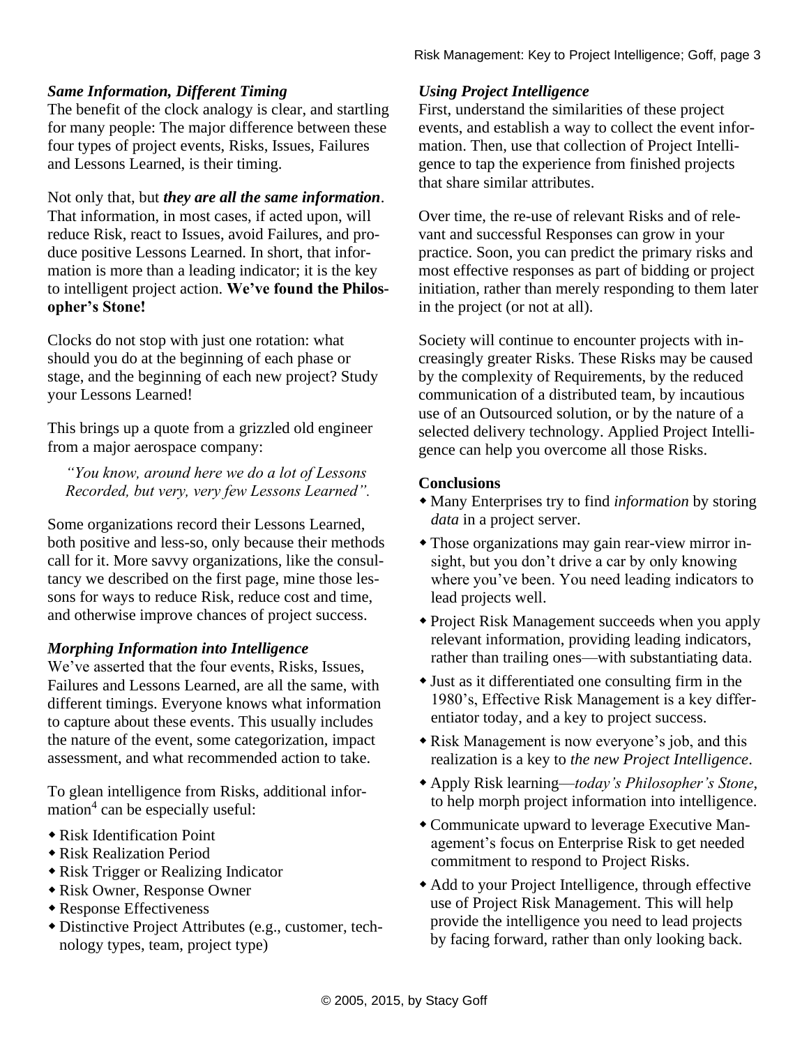### *Same Information, Different Timing*

The benefit of the clock analogy is clear, and startling for many people: The major difference between these four types of project events, Risks, Issues, Failures and Lessons Learned, is their timing.

Not only that, but ***they are all the same information***. That information, in most cases, if acted upon, will reduce Risk, react to Issues, avoid Failures, and produce positive Lessons Learned. In short, that information is more than a leading indicator; it is the key to intelligent project action. **We've found the Philosopher's Stone!**

Clocks do not stop with just one rotation: what should you do at the beginning of each phase or stage, and the beginning of each new project? Study your Lessons Learned!

This brings up a quote from a grizzled old engineer from a major aerospace company:

> *"You know, around here we do a lot of Lessons Recorded, but very, very few Lessons Learned".*

Some organizations record their Lessons Learned, both positive and less-so, only because their methods call for it. More savvy organizations, like the consultancy we described on the first page, mine those lessons for ways to reduce Risk, reduce cost and time, and otherwise improve chances of project success.

### *Morphing Information into Intelligence*

We've asserted that the four events, Risks, Issues, Failures and Lessons Learned, are all the same, with different timings. Everyone knows what information to capture about these events. This usually includes the nature of the event, some categorization, impact assessment, and what recommended action to take.

To glean intelligence from Risks, additional information[4] can be especially useful:

- Risk Identification Point
- Risk Realization Period
- Risk Trigger or Realizing Indicator
- Risk Owner, Response Owner
- Response Effectiveness
- Distinctive Project Attributes (e.g., customer, technology types, team, project type)

### *Using Project Intelligence*

First, understand the similarities of these project events, and establish a way to collect the event information. Then, use that collection of Project Intelligence to tap the experience from finished projects that share similar attributes.

Over time, the re-use of relevant Risks and of relevant and successful Responses can grow in your practice. Soon, you can predict the primary risks and most effective responses as part of bidding or project initiation, rather than merely responding to them later in the project (or not at all).

Society will continue to encounter projects with increasingly greater Risks. These Risks may be caused by the complexity of Requirements, by the reduced communication of a distributed team, by incautious use of an Outsourced solution, or by the nature of a selected delivery technology. Applied Project Intelligence can help you overcome all those Risks.

### Conclusions

- Many Enterprises try to find *information* by storing *data* in a project server.
- Those organizations may gain rear-view mirror insight, but you don't drive a car by only knowing where you've been. You need leading indicators to lead projects well.
- Project Risk Management succeeds when you apply relevant information, providing leading indicators, rather than trailing ones—with substantiating data.
- Just as it differentiated one consulting firm in the 1980's, Effective Risk Management is a key differentiator today, and a key to project success.
- Risk Management is now everyone's job, and this realization is a key to *the new Project Intelligence*.
- Apply Risk learning—*today's Philosopher's Stone*, to help morph project information into intelligence.
- Communicate upward to leverage Executive Management's focus on Enterprise Risk to get needed commitment to respond to Project Risks.
- Add to your Project Intelligence, through effective use of Project Risk Management. This will help provide the intelligence you need to lead projects by facing forward, rather than only looking back.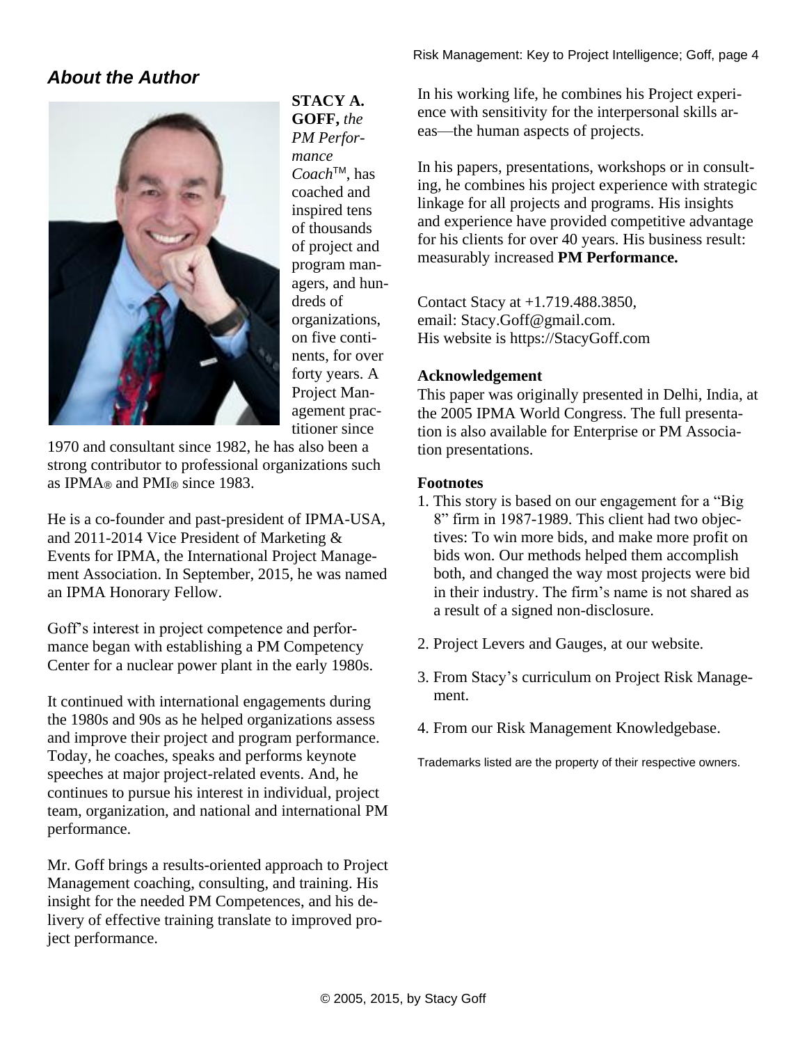## *About the Author*

**STACY A. GOFF,** *the PM Performance Coach*™, has coached and inspired tens of thousands of project and program managers, and hundreds of organizations, on five continents, for over forty years. A Project Management practitioner since 1970 and consultant since 1982, he has also been a strong contributor to professional organizations such as IPMA® and PMI® since 1983.

He is a co-founder and past-president of IPMA-USA, and 2011-2014 Vice President of Marketing & Events for IPMA, the International Project Management Association. In September, 2015, he was named an IPMA Honorary Fellow.

Goff's interest in project competence and performance began with establishing a PM Competency Center for a nuclear power plant in the early 1980s.

It continued with international engagements during the 1980s and 90s as he helped organizations assess and improve their project and program performance. Today, he coaches, speaks and performs keynote speeches at major project-related events. And, he continues to pursue his interest in individual, project team, organization, and national and international PM performance.

Mr. Goff brings a results-oriented approach to Project Management coaching, consulting, and training. His insight for the needed PM Competences, and his delivery of effective training translate to improved project performance.

In his working life, he combines his Project experience with sensitivity for the interpersonal skills areas—the human aspects of projects.

In his papers, presentations, workshops or in consulting, he combines his project experience with strategic linkage for all projects and programs. His insights and experience have provided competitive advantage for his clients for over 40 years. His business result: measurably increased **PM Performance.**

Contact Stacy at +1.719.488.3850,
email: Stacy.Goff@gmail.com.
His website is https://StacyGoff.com

**Acknowledgement**

This paper was originally presented in Delhi, India, at the 2005 IPMA World Congress. The full presentation is also available for Enterprise or PM Association presentations.

**Footnotes**

1. This story is based on our engagement for a "Big 8" firm in 1987-1989. This client had two objectives: To win more bids, and make more profit on bids won. Our methods helped them accomplish both, and changed the way most projects were bid in their industry. The firm's name is not shared as a result of a signed non-disclosure.
2. Project Levers and Gauges, at our website.
3. From Stacy's curriculum on Project Risk Management.
4. From our Risk Management Knowledgebase.

Trademarks listed are the property of their respective owners.

© 2005, 2015, by Stacy Goff